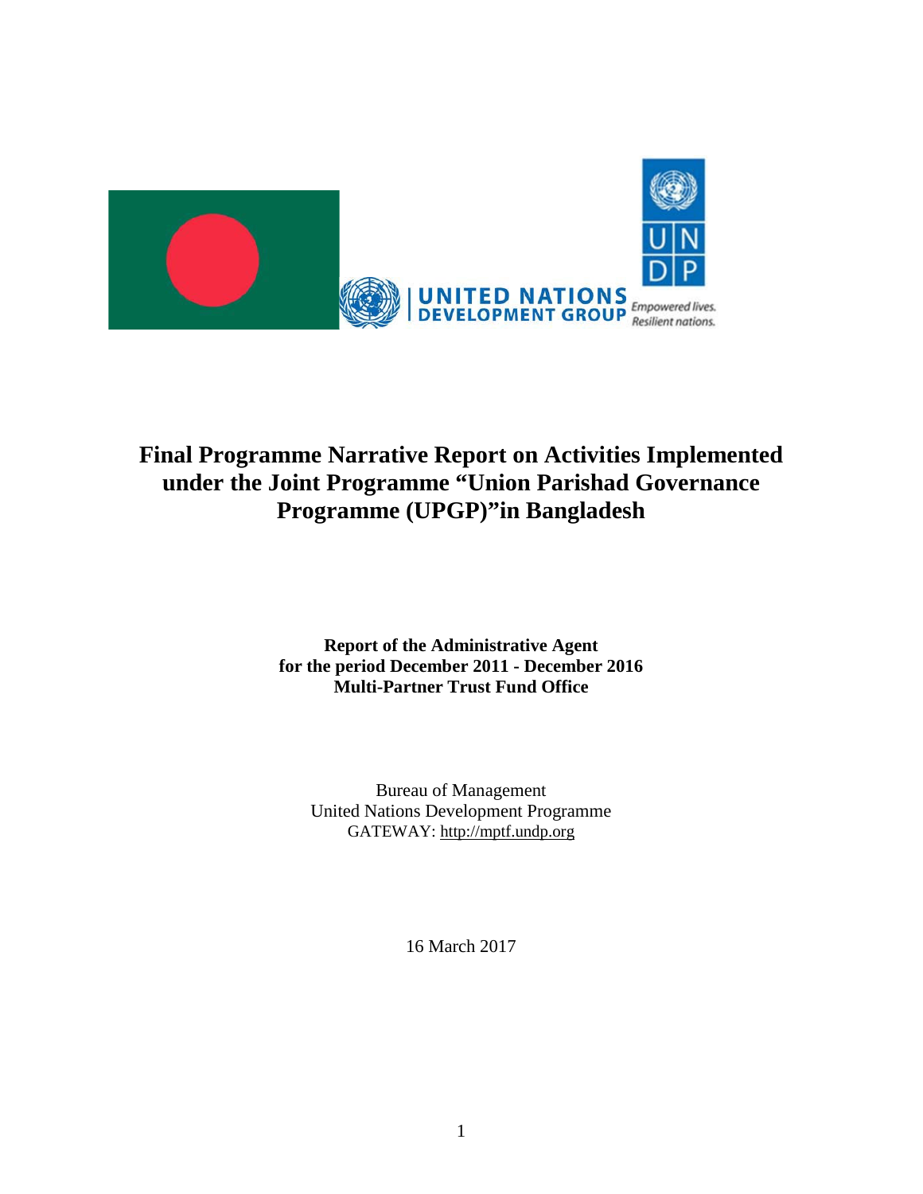# Final Programme Narrative Report on Activities Implemented under the Joint Programme "Union Parishad Governance Programme (UPGP)"in Bangladesh

**Report of the Administrative Agent**
**for the period December 2011 - December 2016**
**Multi-Partner Trust Fund Office**

Bureau of Management
United Nations Development Programme
GATEWAY: http://mptf.undp.org

16 March 2017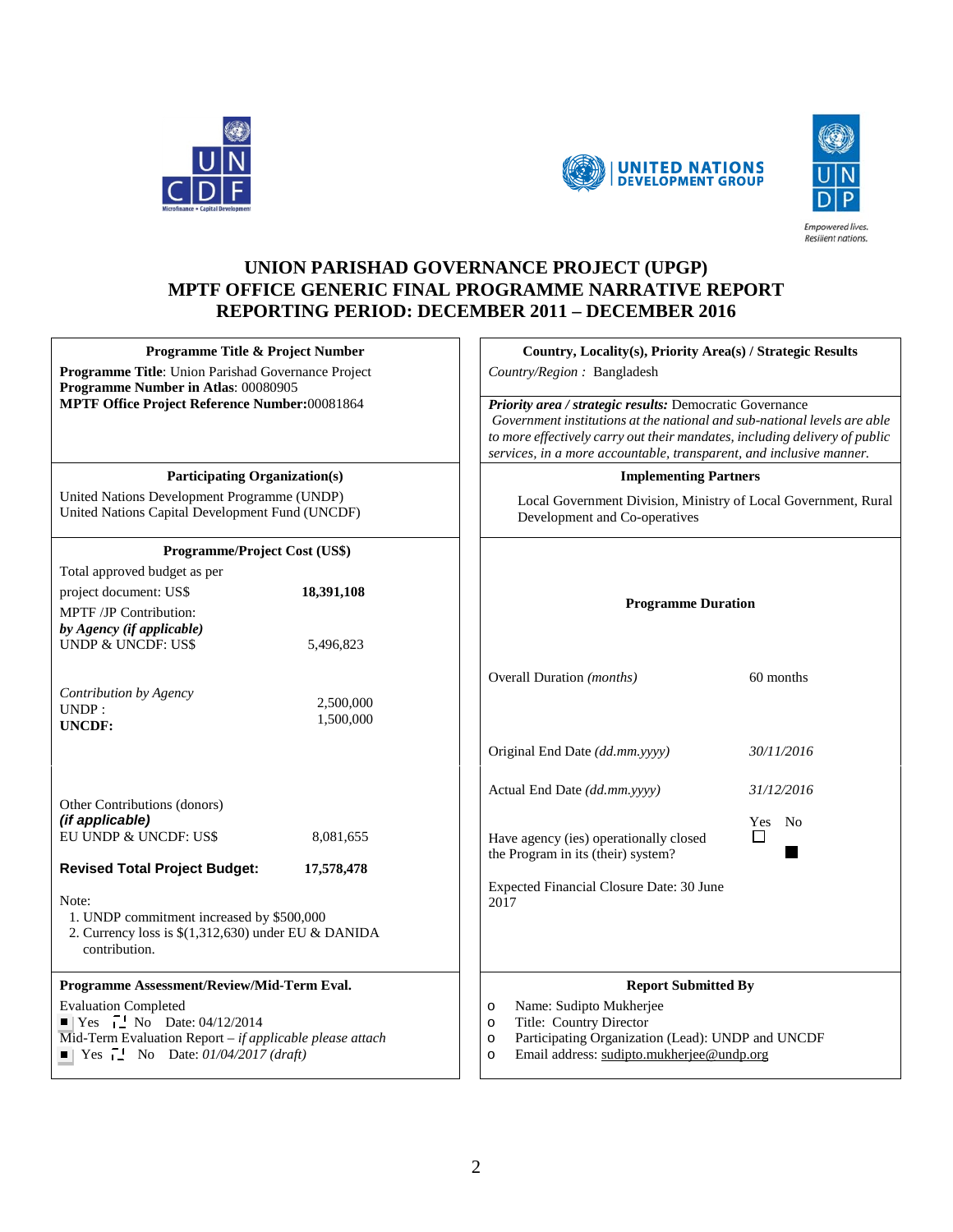# UNION PARISHAD GOVERNANCE PROJECT (UPGP)
# MPTF OFFICE GENERIC FINAL PROGRAMME NARRATIVE REPORT
# REPORTING PERIOD: DECEMBER 2011 – DECEMBER 2016

| Programme Title & Project Number | Country, Locality(s), Priority Area(s) / Strategic Results |
|---|---|
| **Programme Title**: Union Parishad Governance Project<br>**Programme Number in Atlas**: 00080905<br>**MPTF Office Project Reference Number:**00081864 | *Country/Region :* Bangladesh<br><br>***Priority area / strategic results:*** Democratic Governance<br>*Government institutions at the national and sub-national levels are able to more effectively carry out their mandates, including delivery of public services, in a more accountable, transparent, and inclusive manner.* |
| **Participating Organization(s)** | **Implementing Partners** |
| United Nations Development Programme (UNDP)<br>United Nations Capital Development Fund (UNCDF) | Local Government Division, Ministry of Local Government, Rural Development and Co-operatives |
| **Programme/Project Cost (US$)** | **Programme Duration** |
| Total approved budget as per project document: US$ **18,391,108**<br>MPTF /JP Contribution:<br>***by Agency (if applicable)***<br>UNDP & UNCDF: US$ 5,496,823<br><br>*Contribution by Agency*<br>UNDP : 2,500,000<br>**UNCDF:** 1,500,000<br><br>Other Contributions (donors)<br>***(if applicable)***<br>EU UNDP & UNCDF: US$ 8,081,655<br><br>**Revised Total Project Budget: 17,578,478**<br><br>Note:<br>1. UNDP commitment increased by $500,000<br>2. Currency loss is $(1,312,630) under EU & DANIDA contribution. | Overall Duration *(months)* 60 months<br><br>Original End Date *(dd.mm.yyyy)* *30/11/2016*<br><br>Actual End Date *(dd.mm.yyyy)* *31/12/2016*<br><br>Have agency (ies) operationally closed the Program in its (their) system? Yes ☐ No ■<br><br>Expected Financial Closure Date: 30 June 2017 |
| **Programme Assessment/Review/Mid-Term Eval.** | **Report Submitted By** |
| Evaluation Completed<br>■ Yes ☐ No Date: 04/12/2014<br>Mid-Term Evaluation Report – *if applicable please attach*<br>■ Yes ☐ No Date: *01/04/2017 (draft)* | o Name: Sudipto Mukherjee<br>o Title: Country Director<br>o Participating Organization (Lead): UNDP and UNCDF<br>o Email address: sudipto.mukherjee@undp.org |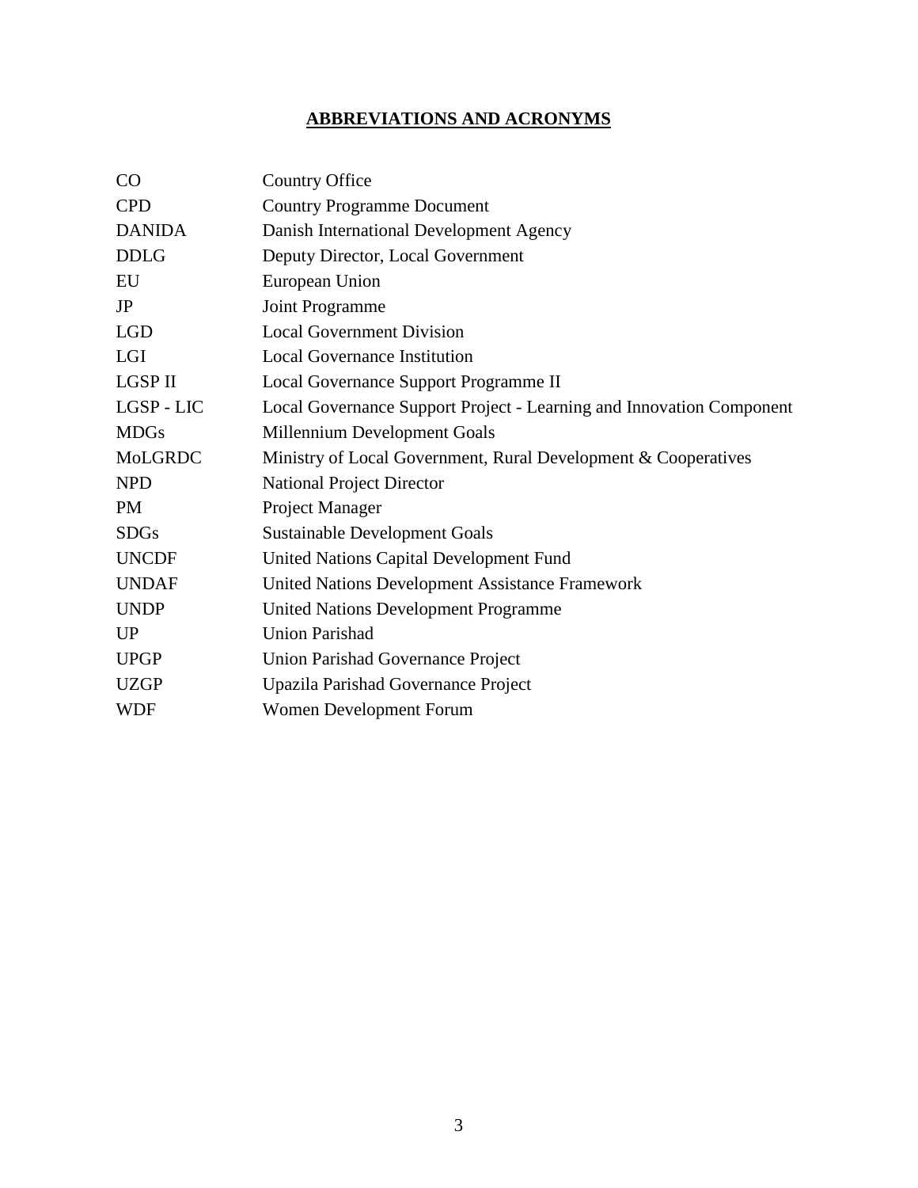## ABBREVIATIONS AND ACRONYMS

| | |
|---|---|
| CO | Country Office |
| CPD | Country Programme Document |
| DANIDA | Danish International Development Agency |
| DDLG | Deputy Director, Local Government |
| EU | European Union |
| JP | Joint Programme |
| LGD | Local Government Division |
| LGI | Local Governance Institution |
| LGSP II | Local Governance Support Programme II |
| LGSP - LIC | Local Governance Support Project - Learning and Innovation Component |
| MDGs | Millennium Development Goals |
| MoLGRDC | Ministry of Local Government, Rural Development & Cooperatives |
| NPD | National Project Director |
| PM | Project Manager |
| SDGs | Sustainable Development Goals |
| UNCDF | United Nations Capital Development Fund |
| UNDAF | United Nations Development Assistance Framework |
| UNDP | United Nations Development Programme |
| UP | Union Parishad |
| UPGP | Union Parishad Governance Project |
| UZGP | Upazila Parishad Governance Project |
| WDF | Women Development Forum |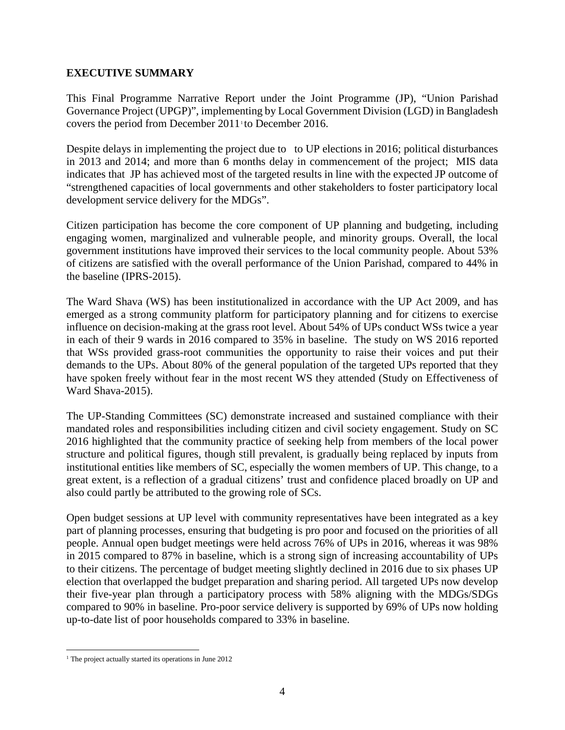## EXECUTIVE SUMMARY

This Final Programme Narrative Report under the Joint Programme (JP), "Union Parishad Governance Project (UPGP)", implementing by Local Government Division (LGD) in Bangladesh covers the period from December 2011[1] to December 2016.

Despite delays in implementing the project due to  to UP elections in 2016; political disturbances in 2013 and 2014; and more than 6 months delay in commencement of the project;  MIS data indicates that  JP has achieved most of the targeted results in line with the expected JP outcome of "strengthened capacities of local governments and other stakeholders to foster participatory local development service delivery for the MDGs".

Citizen participation has become the core component of UP planning and budgeting, including engaging women, marginalized and vulnerable people, and minority groups. Overall, the local government institutions have improved their services to the local community people. About 53% of citizens are satisfied with the overall performance of the Union Parishad, compared to 44% in the baseline (IPRS-2015).

The Ward Shava (WS) has been institutionalized in accordance with the UP Act 2009, and has emerged as a strong community platform for participatory planning and for citizens to exercise influence on decision-making at the grass root level. About 54% of UPs conduct WSs twice a year in each of their 9 wards in 2016 compared to 35% in baseline.  The study on WS 2016 reported that WSs provided grass-root communities the opportunity to raise their voices and put their demands to the UPs. About 80% of the general population of the targeted UPs reported that they have spoken freely without fear in the most recent WS they attended (Study on Effectiveness of Ward Shava-2015).

The UP-Standing Committees (SC) demonstrate increased and sustained compliance with their mandated roles and responsibilities including citizen and civil society engagement. Study on SC 2016 highlighted that the community practice of seeking help from members of the local power structure and political figures, though still prevalent, is gradually being replaced by inputs from institutional entities like members of SC, especially the women members of UP. This change, to a great extent, is a reflection of a gradual citizens' trust and confidence placed broadly on UP and also could partly be attributed to the growing role of SCs.

Open budget sessions at UP level with community representatives have been integrated as a key part of planning processes, ensuring that budgeting is pro poor and focused on the priorities of all people. Annual open budget meetings were held across 76% of UPs in 2016, whereas it was 98% in 2015 compared to 87% in baseline, which is a strong sign of increasing accountability of UPs to their citizens. The percentage of budget meeting slightly declined in 2016 due to six phases UP election that overlapped the budget preparation and sharing period. All targeted UPs now develop their five-year plan through a participatory process with 58% aligning with the MDGs/SDGs compared to 90% in baseline. Pro-poor service delivery is supported by 69% of UPs now holding up-to-date list of poor households compared to 33% in baseline.

---

[1] The project actually started its operations in June 2012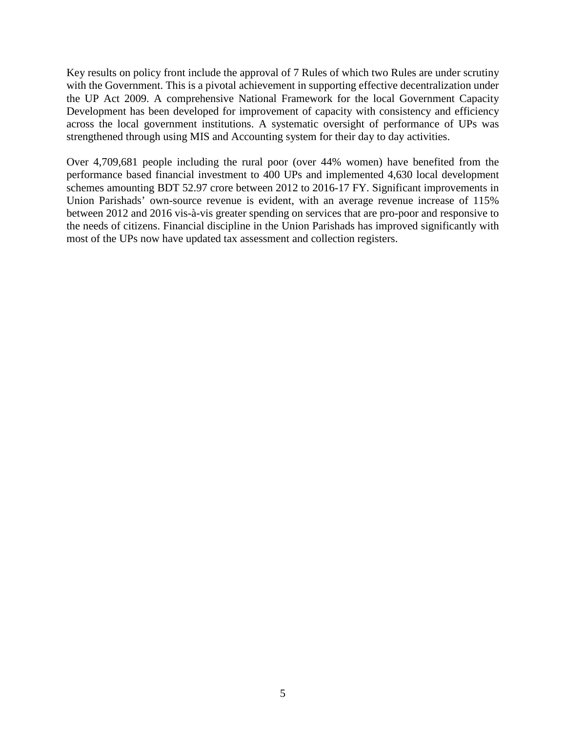Key results on policy front include the approval of 7 Rules of which two Rules are under scrutiny with the Government. This is a pivotal achievement in supporting effective decentralization under the UP Act 2009. A comprehensive National Framework for the local Government Capacity Development has been developed for improvement of capacity with consistency and efficiency across the local government institutions. A systematic oversight of performance of UPs was strengthened through using MIS and Accounting system for their day to day activities.

Over 4,709,681 people including the rural poor (over 44% women) have benefited from the performance based financial investment to 400 UPs and implemented 4,630 local development schemes amounting BDT 52.97 crore between 2012 to 2016-17 FY. Significant improvements in Union Parishads' own-source revenue is evident, with an average revenue increase of 115% between 2012 and 2016 vis-à-vis greater spending on services that are pro-poor and responsive to the needs of citizens. Financial discipline in the Union Parishads has improved significantly with most of the UPs now have updated tax assessment and collection registers.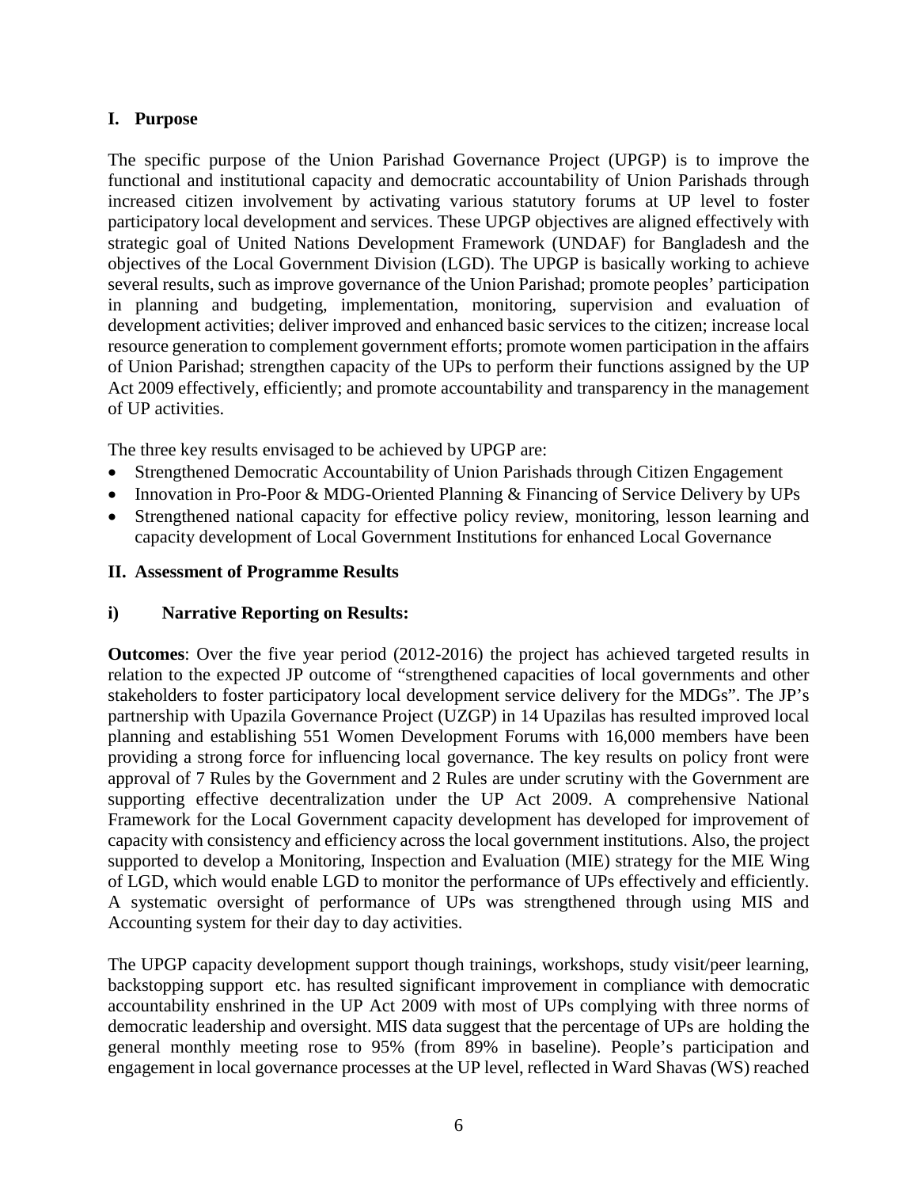## I. Purpose

The specific purpose of the Union Parishad Governance Project (UPGP) is to improve the functional and institutional capacity and democratic accountability of Union Parishads through increased citizen involvement by activating various statutory forums at UP level to foster participatory local development and services. These UPGP objectives are aligned effectively with strategic goal of United Nations Development Framework (UNDAF) for Bangladesh and the objectives of the Local Government Division (LGD). The UPGP is basically working to achieve several results, such as improve governance of the Union Parishad; promote peoples' participation in planning and budgeting, implementation, monitoring, supervision and evaluation of development activities; deliver improved and enhanced basic services to the citizen; increase local resource generation to complement government efforts; promote women participation in the affairs of Union Parishad; strengthen capacity of the UPs to perform their functions assigned by the UP Act 2009 effectively, efficiently; and promote accountability and transparency in the management of UP activities.

The three key results envisaged to be achieved by UPGP are:

- Strengthened Democratic Accountability of Union Parishads through Citizen Engagement
- Innovation in Pro-Poor & MDG-Oriented Planning & Financing of Service Delivery by UPs
- Strengthened national capacity for effective policy review, monitoring, lesson learning and capacity development of Local Government Institutions for enhanced Local Governance

## II. Assessment of Programme Results

### i) Narrative Reporting on Results:

**Outcomes**: Over the five year period (2012-2016) the project has achieved targeted results in relation to the expected JP outcome of "strengthened capacities of local governments and other stakeholders to foster participatory local development service delivery for the MDGs". The JP's partnership with Upazila Governance Project (UZGP) in 14 Upazilas has resulted improved local planning and establishing 551 Women Development Forums with 16,000 members have been providing a strong force for influencing local governance. The key results on policy front were approval of 7 Rules by the Government and 2 Rules are under scrutiny with the Government are supporting effective decentralization under the UP Act 2009. A comprehensive National Framework for the Local Government capacity development has developed for improvement of capacity with consistency and efficiency across the local government institutions. Also, the project supported to develop a Monitoring, Inspection and Evaluation (MIE) strategy for the MIE Wing of LGD, which would enable LGD to monitor the performance of UPs effectively and efficiently. A systematic oversight of performance of UPs was strengthened through using MIS and Accounting system for their day to day activities.

The UPGP capacity development support though trainings, workshops, study visit/peer learning, backstopping support etc. has resulted significant improvement in compliance with democratic accountability enshrined in the UP Act 2009 with most of UPs complying with three norms of democratic leadership and oversight. MIS data suggest that the percentage of UPs are holding the general monthly meeting rose to 95% (from 89% in baseline). People's participation and engagement in local governance processes at the UP level, reflected in Ward Shavas (WS) reached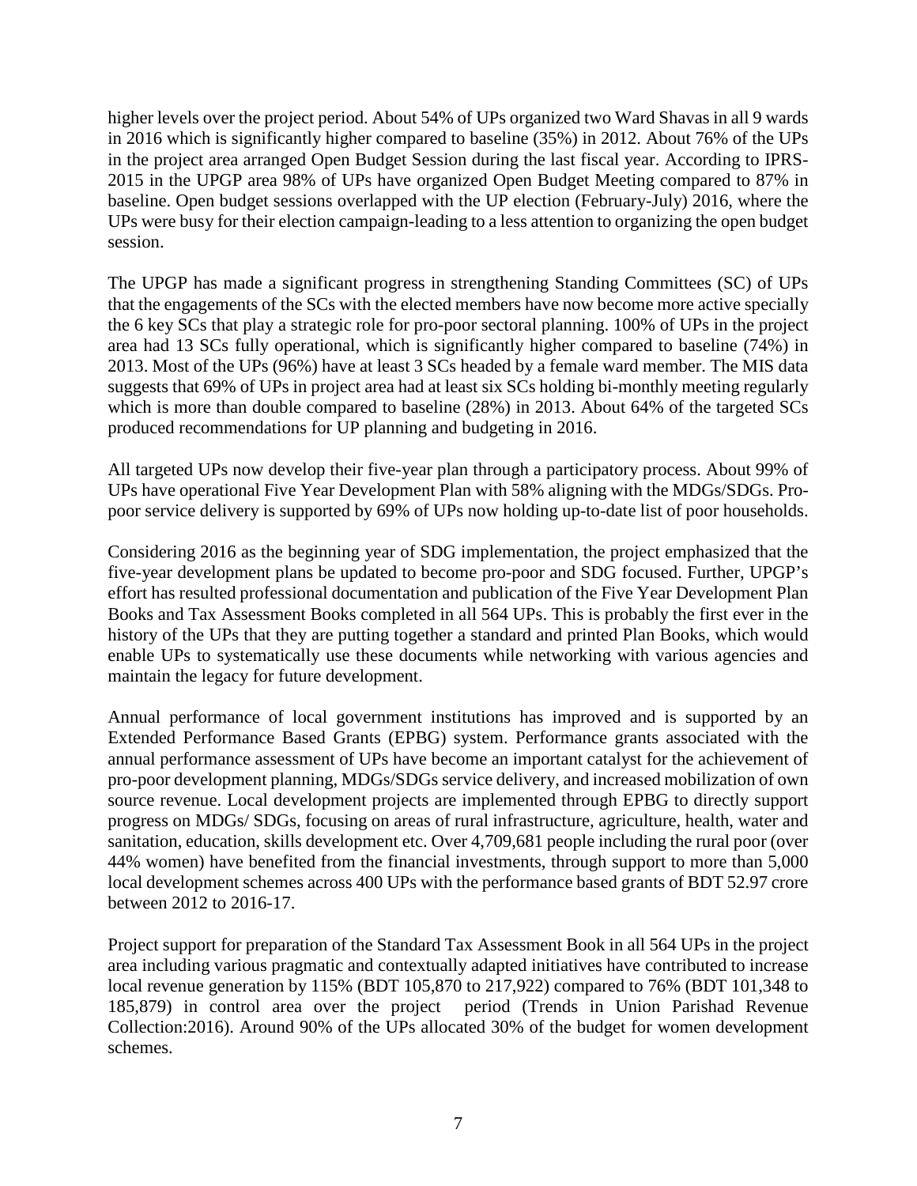higher levels over the project period. About 54% of UPs organized two Ward Shavas in all 9 wards in 2016 which is significantly higher compared to baseline (35%) in 2012. About 76% of the UPs in the project area arranged Open Budget Session during the last fiscal year. According to IPRS-2015 in the UPGP area 98% of UPs have organized Open Budget Meeting compared to 87% in baseline. Open budget sessions overlapped with the UP election (February-July) 2016, where the UPs were busy for their election campaign-leading to a less attention to organizing the open budget session.

The UPGP has made a significant progress in strengthening Standing Committees (SC) of UPs that the engagements of the SCs with the elected members have now become more active specially the 6 key SCs that play a strategic role for pro-poor sectoral planning. 100% of UPs in the project area had 13 SCs fully operational, which is significantly higher compared to baseline (74%) in 2013. Most of the UPs (96%) have at least 3 SCs headed by a female ward member. The MIS data suggests that 69% of UPs in project area had at least six SCs holding bi-monthly meeting regularly which is more than double compared to baseline (28%) in 2013. About 64% of the targeted SCs produced recommendations for UP planning and budgeting in 2016.

All targeted UPs now develop their five-year plan through a participatory process. About 99% of UPs have operational Five Year Development Plan with 58% aligning with the MDGs/SDGs. Pro-poor service delivery is supported by 69% of UPs now holding up-to-date list of poor households.

Considering 2016 as the beginning year of SDG implementation, the project emphasized that the five-year development plans be updated to become pro-poor and SDG focused. Further, UPGP's effort has resulted professional documentation and publication of the Five Year Development Plan Books and Tax Assessment Books completed in all 564 UPs. This is probably the first ever in the history of the UPs that they are putting together a standard and printed Plan Books, which would enable UPs to systematically use these documents while networking with various agencies and maintain the legacy for future development.

Annual performance of local government institutions has improved and is supported by an Extended Performance Based Grants (EPBG) system. Performance grants associated with the annual performance assessment of UPs have become an important catalyst for the achievement of pro-poor development planning, MDGs/SDGs service delivery, and increased mobilization of own source revenue. Local development projects are implemented through EPBG to directly support progress on MDGs/ SDGs, focusing on areas of rural infrastructure, agriculture, health, water and sanitation, education, skills development etc. Over 4,709,681 people including the rural poor (over 44% women) have benefited from the financial investments, through support to more than 5,000 local development schemes across 400 UPs with the performance based grants of BDT 52.97 crore between 2012 to 2016-17.

Project support for preparation of the Standard Tax Assessment Book in all 564 UPs in the project area including various pragmatic and contextually adapted initiatives have contributed to increase local revenue generation by 115% (BDT 105,870 to 217,922) compared to 76% (BDT 101,348 to 185,879) in control area over the project period (Trends in Union Parishad Revenue Collection:2016). Around 90% of the UPs allocated 30% of the budget for women development schemes.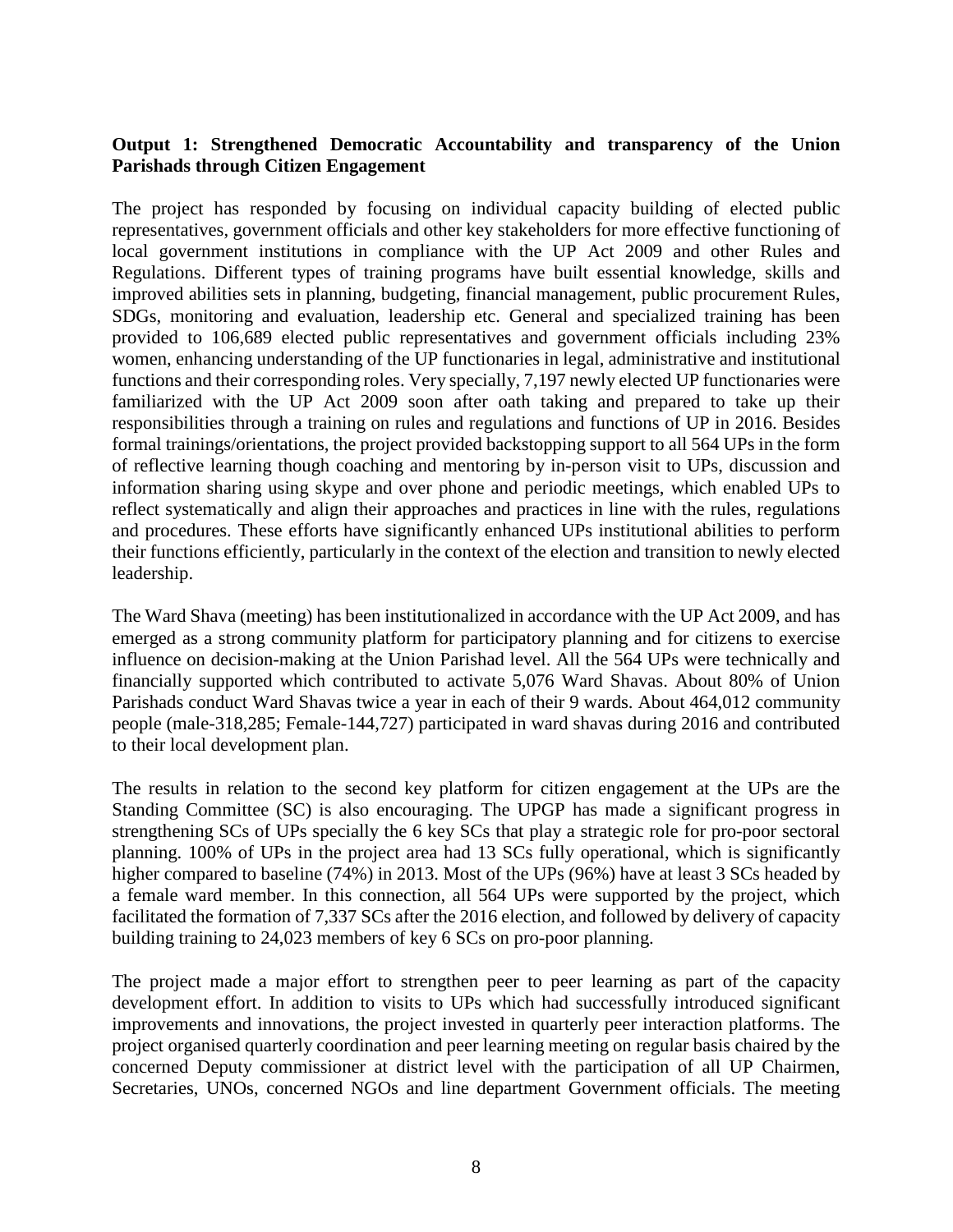**Output 1: Strengthened Democratic Accountability and transparency of the Union Parishads through Citizen Engagement**

The project has responded by focusing on individual capacity building of elected public representatives, government officials and other key stakeholders for more effective functioning of local government institutions in compliance with the UP Act 2009 and other Rules and Regulations. Different types of training programs have built essential knowledge, skills and improved abilities sets in planning, budgeting, financial management, public procurement Rules, SDGs, monitoring and evaluation, leadership etc. General and specialized training has been provided to 106,689 elected public representatives and government officials including 23% women, enhancing understanding of the UP functionaries in legal, administrative and institutional functions and their corresponding roles. Very specially, 7,197 newly elected UP functionaries were familiarized with the UP Act 2009 soon after oath taking and prepared to take up their responsibilities through a training on rules and regulations and functions of UP in 2016. Besides formal trainings/orientations, the project provided backstopping support to all 564 UPs in the form of reflective learning though coaching and mentoring by in-person visit to UPs, discussion and information sharing using skype and over phone and periodic meetings, which enabled UPs to reflect systematically and align their approaches and practices in line with the rules, regulations and procedures. These efforts have significantly enhanced UPs institutional abilities to perform their functions efficiently, particularly in the context of the election and transition to newly elected leadership.

The Ward Shava (meeting) has been institutionalized in accordance with the UP Act 2009, and has emerged as a strong community platform for participatory planning and for citizens to exercise influence on decision-making at the Union Parishad level. All the 564 UPs were technically and financially supported which contributed to activate 5,076 Ward Shavas. About 80% of Union Parishads conduct Ward Shavas twice a year in each of their 9 wards. About 464,012 community people (male-318,285; Female-144,727) participated in ward shavas during 2016 and contributed to their local development plan.

The results in relation to the second key platform for citizen engagement at the UPs are the Standing Committee (SC) is also encouraging. The UPGP has made a significant progress in strengthening SCs of UPs specially the 6 key SCs that play a strategic role for pro-poor sectoral planning. 100% of UPs in the project area had 13 SCs fully operational, which is significantly higher compared to baseline (74%) in 2013. Most of the UPs (96%) have at least 3 SCs headed by a female ward member. In this connection, all 564 UPs were supported by the project, which facilitated the formation of 7,337 SCs after the 2016 election, and followed by delivery of capacity building training to 24,023 members of key 6 SCs on pro-poor planning.

The project made a major effort to strengthen peer to peer learning as part of the capacity development effort. In addition to visits to UPs which had successfully introduced significant improvements and innovations, the project invested in quarterly peer interaction platforms. The project organised quarterly coordination and peer learning meeting on regular basis chaired by the concerned Deputy commissioner at district level with the participation of all UP Chairmen, Secretaries, UNOs, concerned NGOs and line department Government officials. The meeting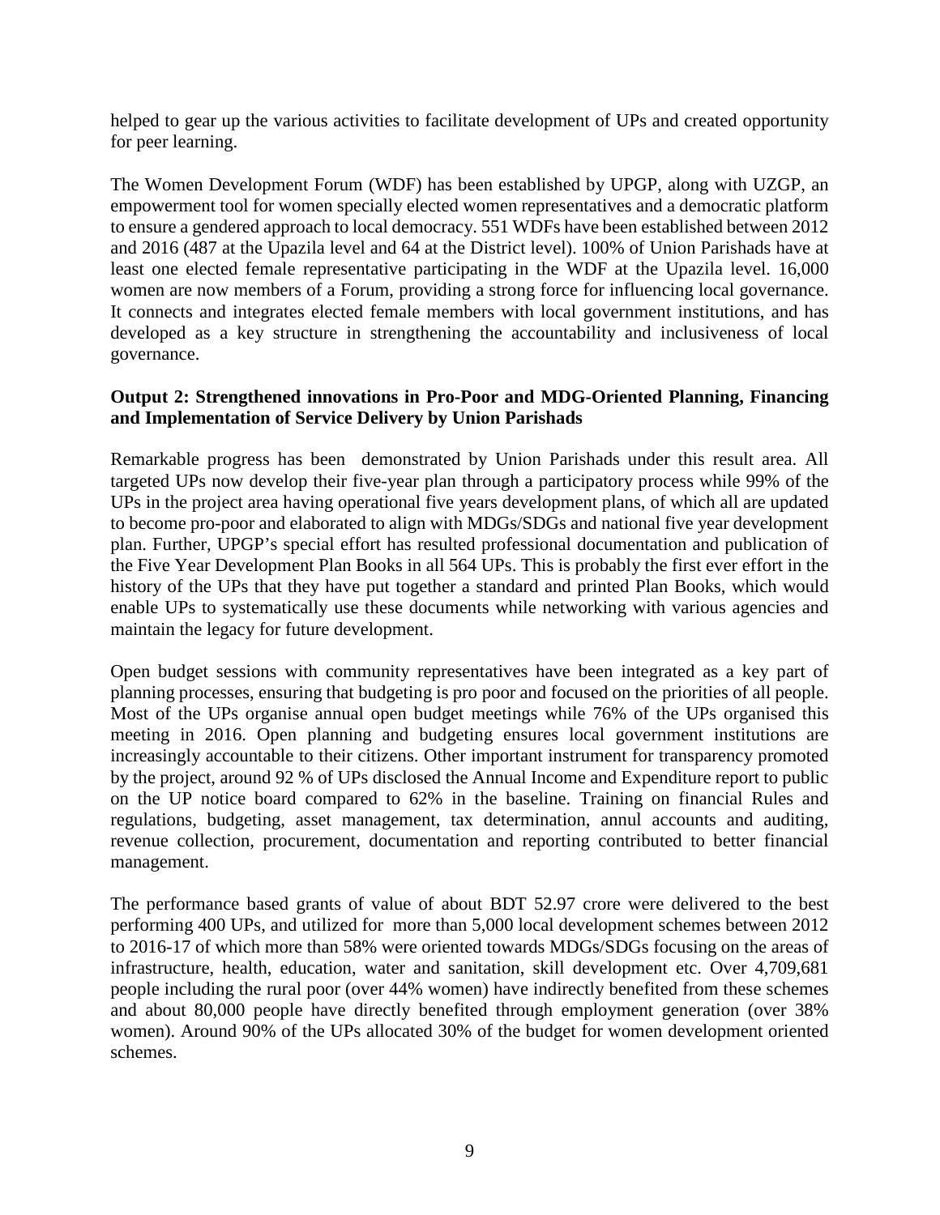helped to gear up the various activities to facilitate development of UPs and created opportunity for peer learning.

The Women Development Forum (WDF) has been established by UPGP, along with UZGP, an empowerment tool for women specially elected women representatives and a democratic platform to ensure a gendered approach to local democracy. 551 WDFs have been established between 2012 and 2016 (487 at the Upazila level and 64 at the District level). 100% of Union Parishads have at least one elected female representative participating in the WDF at the Upazila level. 16,000 women are now members of a Forum, providing a strong force for influencing local governance. It connects and integrates elected female members with local government institutions, and has developed as a key structure in strengthening the accountability and inclusiveness of local governance.

**Output 2: Strengthened innovations in Pro-Poor and MDG-Oriented Planning, Financing and Implementation of Service Delivery by Union Parishads**

Remarkable progress has been demonstrated by Union Parishads under this result area. All targeted UPs now develop their five-year plan through a participatory process while 99% of the UPs in the project area having operational five years development plans, of which all are updated to become pro-poor and elaborated to align with MDGs/SDGs and national five year development plan. Further, UPGP's special effort has resulted professional documentation and publication of the Five Year Development Plan Books in all 564 UPs. This is probably the first ever effort in the history of the UPs that they have put together a standard and printed Plan Books, which would enable UPs to systematically use these documents while networking with various agencies and maintain the legacy for future development.

Open budget sessions with community representatives have been integrated as a key part of planning processes, ensuring that budgeting is pro poor and focused on the priorities of all people. Most of the UPs organise annual open budget meetings while 76% of the UPs organised this meeting in 2016. Open planning and budgeting ensures local government institutions are increasingly accountable to their citizens. Other important instrument for transparency promoted by the project, around 92 % of UPs disclosed the Annual Income and Expenditure report to public on the UP notice board compared to 62% in the baseline. Training on financial Rules and regulations, budgeting, asset management, tax determination, annul accounts and auditing, revenue collection, procurement, documentation and reporting contributed to better financial management.

The performance based grants of value of about BDT 52.97 crore were delivered to the best performing 400 UPs, and utilized for more than 5,000 local development schemes between 2012 to 2016-17 of which more than 58% were oriented towards MDGs/SDGs focusing on the areas of infrastructure, health, education, water and sanitation, skill development etc. Over 4,709,681 people including the rural poor (over 44% women) have indirectly benefited from these schemes and about 80,000 people have directly benefited through employment generation (over 38% women). Around 90% of the UPs allocated 30% of the budget for women development oriented schemes.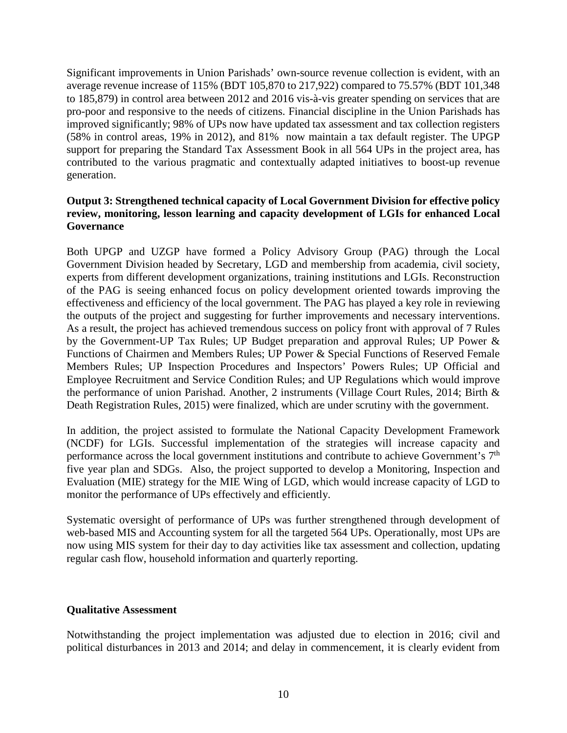Significant improvements in Union Parishads' own-source revenue collection is evident, with an average revenue increase of 115% (BDT 105,870 to 217,922) compared to 75.57% (BDT 101,348 to 185,879) in control area between 2012 and 2016 vis-à-vis greater spending on services that are pro-poor and responsive to the needs of citizens. Financial discipline in the Union Parishads has improved significantly; 98% of UPs now have updated tax assessment and tax collection registers (58% in control areas, 19% in 2012), and 81% now maintain a tax default register. The UPGP support for preparing the Standard Tax Assessment Book in all 564 UPs in the project area, has contributed to the various pragmatic and contextually adapted initiatives to boost-up revenue generation.

**Output 3: Strengthened technical capacity of Local Government Division for effective policy review, monitoring, lesson learning and capacity development of LGIs for enhanced Local Governance**

Both UPGP and UZGP have formed a Policy Advisory Group (PAG) through the Local Government Division headed by Secretary, LGD and membership from academia, civil society, experts from different development organizations, training institutions and LGIs. Reconstruction of the PAG is seeing enhanced focus on policy development oriented towards improving the effectiveness and efficiency of the local government. The PAG has played a key role in reviewing the outputs of the project and suggesting for further improvements and necessary interventions. As a result, the project has achieved tremendous success on policy front with approval of 7 Rules by the Government-UP Tax Rules; UP Budget preparation and approval Rules; UP Power & Functions of Chairmen and Members Rules; UP Power & Special Functions of Reserved Female Members Rules; UP Inspection Procedures and Inspectors' Powers Rules; UP Official and Employee Recruitment and Service Condition Rules; and UP Regulations which would improve the performance of union Parishad. Another, 2 instruments (Village Court Rules, 2014; Birth & Death Registration Rules, 2015) were finalized, which are under scrutiny with the government.

In addition, the project assisted to formulate the National Capacity Development Framework (NCDF) for LGIs. Successful implementation of the strategies will increase capacity and performance across the local government institutions and contribute to achieve Government's 7th five year plan and SDGs. Also, the project supported to develop a Monitoring, Inspection and Evaluation (MIE) strategy for the MIE Wing of LGD, which would increase capacity of LGD to monitor the performance of UPs effectively and efficiently.

Systematic oversight of performance of UPs was further strengthened through development of web-based MIS and Accounting system for all the targeted 564 UPs. Operationally, most UPs are now using MIS system for their day to day activities like tax assessment and collection, updating regular cash flow, household information and quarterly reporting.

**Qualitative Assessment**

Notwithstanding the project implementation was adjusted due to election in 2016; civil and political disturbances in 2013 and 2014; and delay in commencement, it is clearly evident from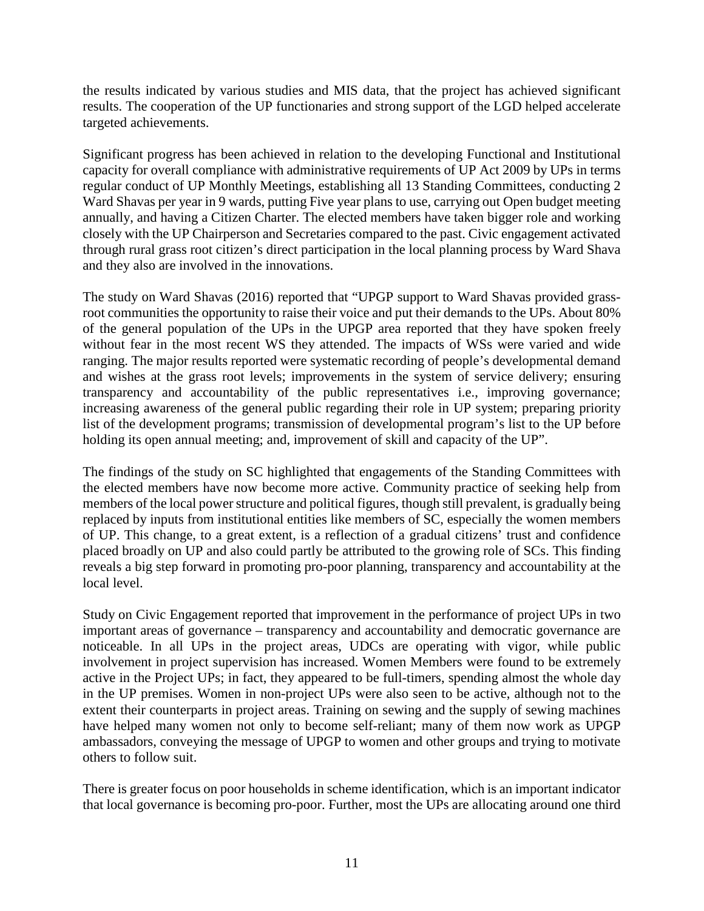the results indicated by various studies and MIS data, that the project has achieved significant results. The cooperation of the UP functionaries and strong support of the LGD helped accelerate targeted achievements.

Significant progress has been achieved in relation to the developing Functional and Institutional capacity for overall compliance with administrative requirements of UP Act 2009 by UPs in terms regular conduct of UP Monthly Meetings, establishing all 13 Standing Committees, conducting 2 Ward Shavas per year in 9 wards, putting Five year plans to use, carrying out Open budget meeting annually, and having a Citizen Charter. The elected members have taken bigger role and working closely with the UP Chairperson and Secretaries compared to the past. Civic engagement activated through rural grass root citizen's direct participation in the local planning process by Ward Shava and they also are involved in the innovations.

The study on Ward Shavas (2016) reported that "UPGP support to Ward Shavas provided grass-root communities the opportunity to raise their voice and put their demands to the UPs. About 80% of the general population of the UPs in the UPGP area reported that they have spoken freely without fear in the most recent WS they attended. The impacts of WSs were varied and wide ranging. The major results reported were systematic recording of people's developmental demand and wishes at the grass root levels; improvements in the system of service delivery; ensuring transparency and accountability of the public representatives i.e., improving governance; increasing awareness of the general public regarding their role in UP system; preparing priority list of the development programs; transmission of developmental program's list to the UP before holding its open annual meeting; and, improvement of skill and capacity of the UP".

The findings of the study on SC highlighted that engagements of the Standing Committees with the elected members have now become more active. Community practice of seeking help from members of the local power structure and political figures, though still prevalent, is gradually being replaced by inputs from institutional entities like members of SC, especially the women members of UP. This change, to a great extent, is a reflection of a gradual citizens' trust and confidence placed broadly on UP and also could partly be attributed to the growing role of SCs. This finding reveals a big step forward in promoting pro-poor planning, transparency and accountability at the local level.

Study on Civic Engagement reported that improvement in the performance of project UPs in two important areas of governance – transparency and accountability and democratic governance are noticeable. In all UPs in the project areas, UDCs are operating with vigor, while public involvement in project supervision has increased. Women Members were found to be extremely active in the Project UPs; in fact, they appeared to be full-timers, spending almost the whole day in the UP premises. Women in non-project UPs were also seen to be active, although not to the extent their counterparts in project areas. Training on sewing and the supply of sewing machines have helped many women not only to become self-reliant; many of them now work as UPGP ambassadors, conveying the message of UPGP to women and other groups and trying to motivate others to follow suit.

There is greater focus on poor households in scheme identification, which is an important indicator that local governance is becoming pro-poor. Further, most the UPs are allocating around one third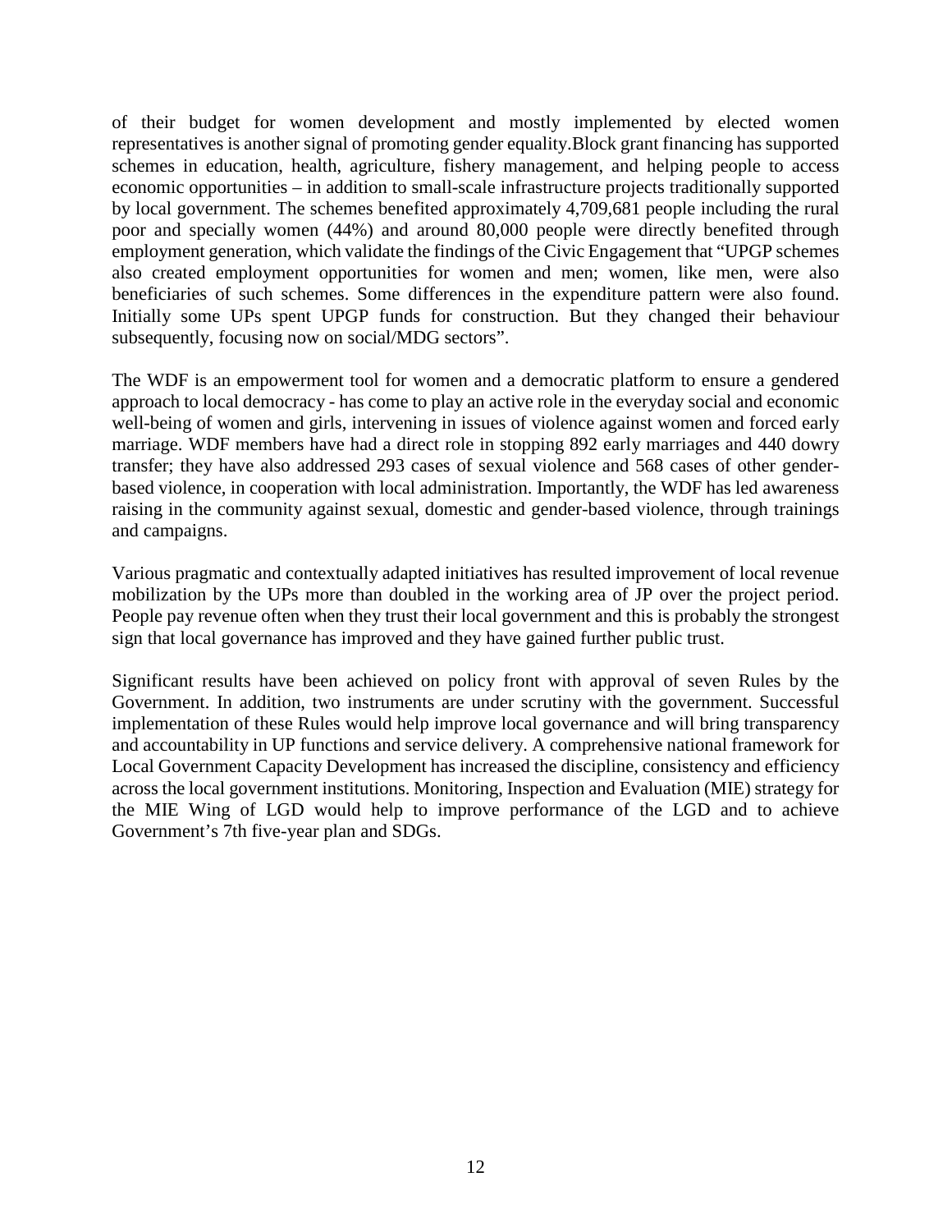of their budget for women development and mostly implemented by elected women representatives is another signal of promoting gender equality.Block grant financing has supported schemes in education, health, agriculture, fishery management, and helping people to access economic opportunities – in addition to small-scale infrastructure projects traditionally supported by local government. The schemes benefited approximately 4,709,681 people including the rural poor and specially women (44%) and around 80,000 people were directly benefited through employment generation, which validate the findings of the Civic Engagement that "UPGP schemes also created employment opportunities for women and men; women, like men, were also beneficiaries of such schemes. Some differences in the expenditure pattern were also found. Initially some UPs spent UPGP funds for construction. But they changed their behaviour subsequently, focusing now on social/MDG sectors".

The WDF is an empowerment tool for women and a democratic platform to ensure a gendered approach to local democracy - has come to play an active role in the everyday social and economic well-being of women and girls, intervening in issues of violence against women and forced early marriage. WDF members have had a direct role in stopping 892 early marriages and 440 dowry transfer; they have also addressed 293 cases of sexual violence and 568 cases of other gender-based violence, in cooperation with local administration. Importantly, the WDF has led awareness raising in the community against sexual, domestic and gender-based violence, through trainings and campaigns.

Various pragmatic and contextually adapted initiatives has resulted improvement of local revenue mobilization by the UPs more than doubled in the working area of JP over the project period. People pay revenue often when they trust their local government and this is probably the strongest sign that local governance has improved and they have gained further public trust.

Significant results have been achieved on policy front with approval of seven Rules by the Government. In addition, two instruments are under scrutiny with the government. Successful implementation of these Rules would help improve local governance and will bring transparency and accountability in UP functions and service delivery. A comprehensive national framework for Local Government Capacity Development has increased the discipline, consistency and efficiency across the local government institutions. Monitoring, Inspection and Evaluation (MIE) strategy for the MIE Wing of LGD would help to improve performance of the LGD and to achieve Government's 7th five-year plan and SDGs.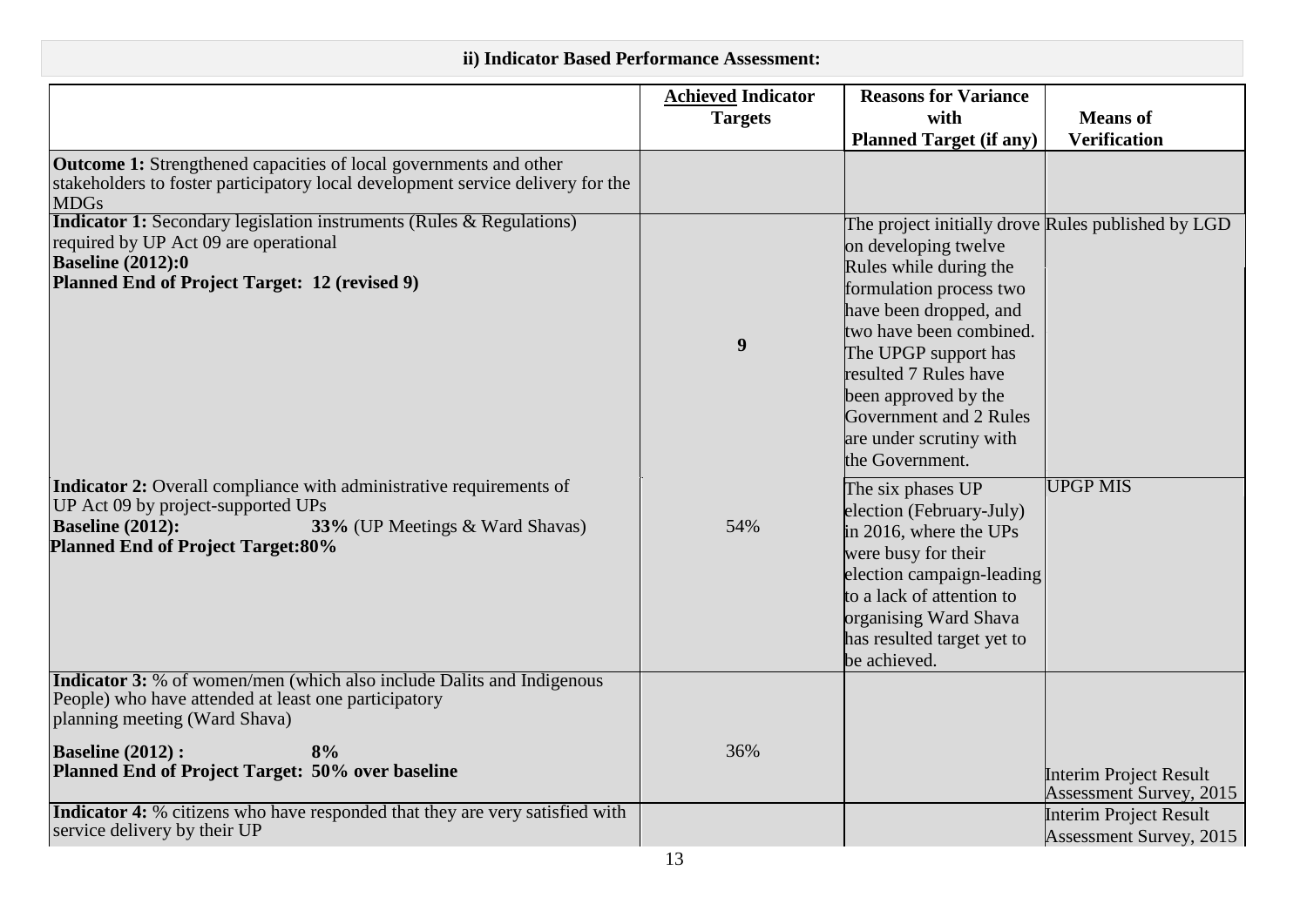**ii) Indicator Based Performance Assessment:**

| | Achieved Indicator Targets | Reasons for Variance with Planned Target (if any) | Means of Verification |
|---|---|---|---|
| **Outcome 1:** Strengthened capacities of local governments and other stakeholders to foster participatory local development service delivery for the MDGs | | | |
| **Indicator 1:** Secondary legislation instruments (Rules & Regulations) required by UP Act 09 are operational<br>**Baseline (2012):0**<br>**Planned End of Project Target: 12 (revised 9)** | **9** | The project initially drove on developing twelve Rules while during the formulation process two have been dropped, and two have been combined. The UPGP support has resulted 7 Rules have been approved by the Government and 2 Rules are under scrutiny with the Government. | Rules published by LGD |
| **Indicator 2:** Overall compliance with administrative requirements of UP Act 09 by project-supported UPs<br>**Baseline (2012): 33%** (UP Meetings & Ward Shavas)<br>**Planned End of Project Target:80%** | 54% | The six phases UP election (February-July) in 2016, where the UPs were busy for their election campaign-leading to a lack of attention to organising Ward Shava has resulted target yet to be achieved. | UPGP MIS |
| **Indicator 3:** % of women/men (which also include Dalits and Indigenous People) who have attended at least one participatory planning meeting (Ward Shava)<br>**Baseline (2012) : 8%**<br>**Planned End of Project Target: 50% over baseline** | 36% | | Interim Project Result Assessment Survey, 2015 |
| **Indicator 4:** % citizens who have responded that they are very satisfied with service delivery by their UP | | | Interim Project Result Assessment Survey, 2015 |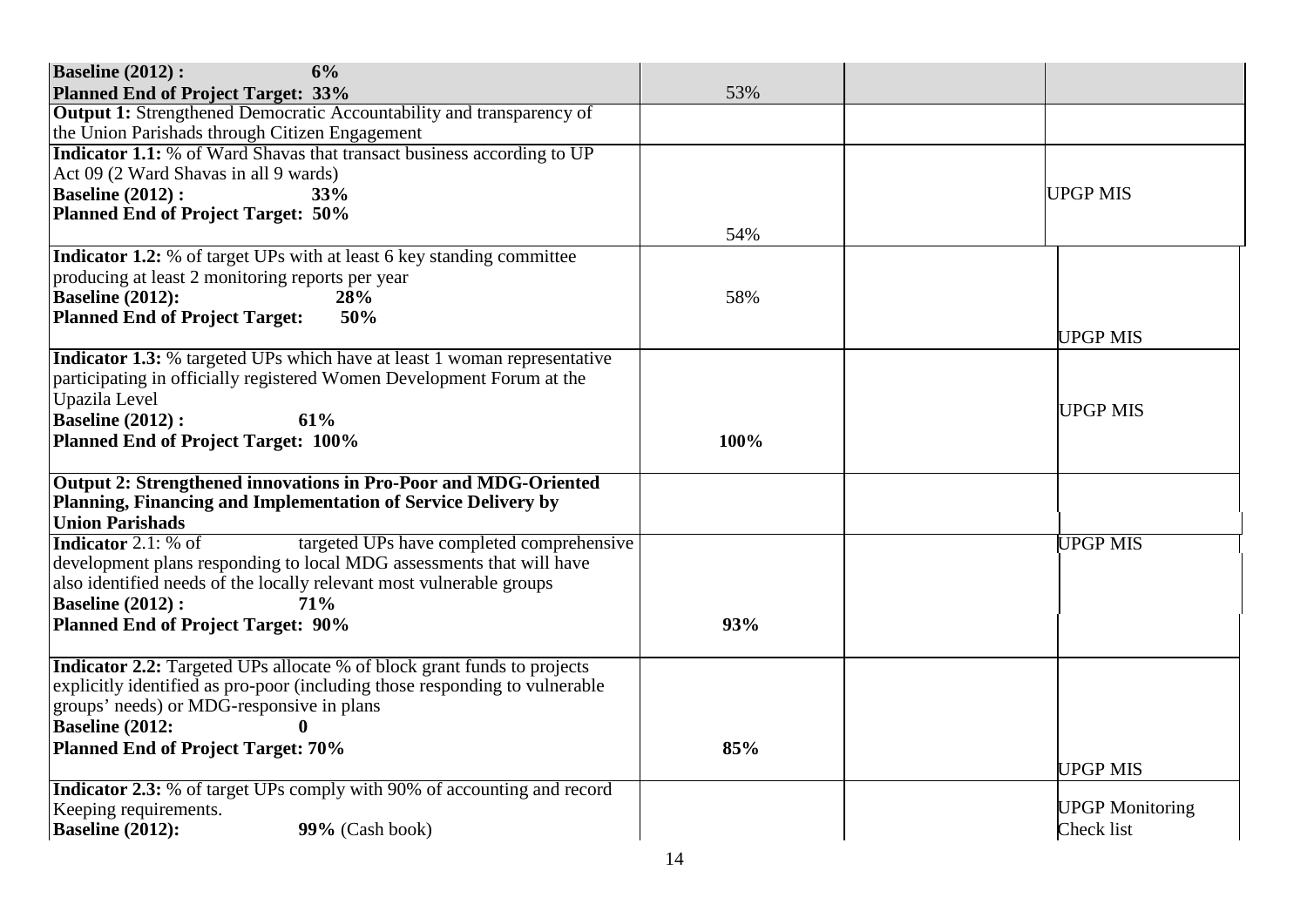| | | | |
|---|---|---|---|
| **Baseline (2012) : 6%**<br>**Planned End of Project Target: 33%** | 53% | | |
| **Output 1:** Strengthened Democratic Accountability and transparency of the Union Parishads through Citizen Engagement | | | |
| **Indicator 1.1:** % of Ward Shavas that transact business according to UP Act 09 (2 Ward Shavas in all 9 wards)<br>**Baseline (2012) : 33%**<br>**Planned End of Project Target: 50%** | 54% | | UPGP MIS |
| **Indicator 1.2:** % of target UPs with at least 6 key standing committee producing at least 2 monitoring reports per year<br>**Baseline (2012): 28%**<br>**Planned End of Project Target: 50%** | 58% | | UPGP MIS |
| **Indicator 1.3:** % targeted UPs which have at least 1 woman representative participating in officially registered Women Development Forum at the Upazila Level<br>**Baseline (2012) : 61%**<br>**Planned End of Project Target: 100%** | **100%** | | UPGP MIS |
| **Output 2: Strengthened innovations in Pro-Poor and MDG-Oriented Planning, Financing and Implementation of Service Delivery by Union Parishads** | | | |
| **Indicator** 2.1: % of targeted UPs have completed comprehensive development plans responding to local MDG assessments that will have also identified needs of the locally relevant most vulnerable groups<br>**Baseline (2012) : 71%**<br>**Planned End of Project Target: 90%** | **93%** | | UPGP MIS |
| **Indicator 2.2:** Targeted UPs allocate % of block grant funds to projects explicitly identified as pro-poor (including those responding to vulnerable groups' needs) or MDG-responsive in plans<br>**Baseline (2012: 0**<br>**Planned End of Project Target: 70%** | **85%** | | UPGP MIS |
| **Indicator 2.3:** % of target UPs comply with 90% of accounting and record Keeping requirements.<br>**Baseline (2012): 99%** (Cash book) | | | UPGP Monitoring Check list |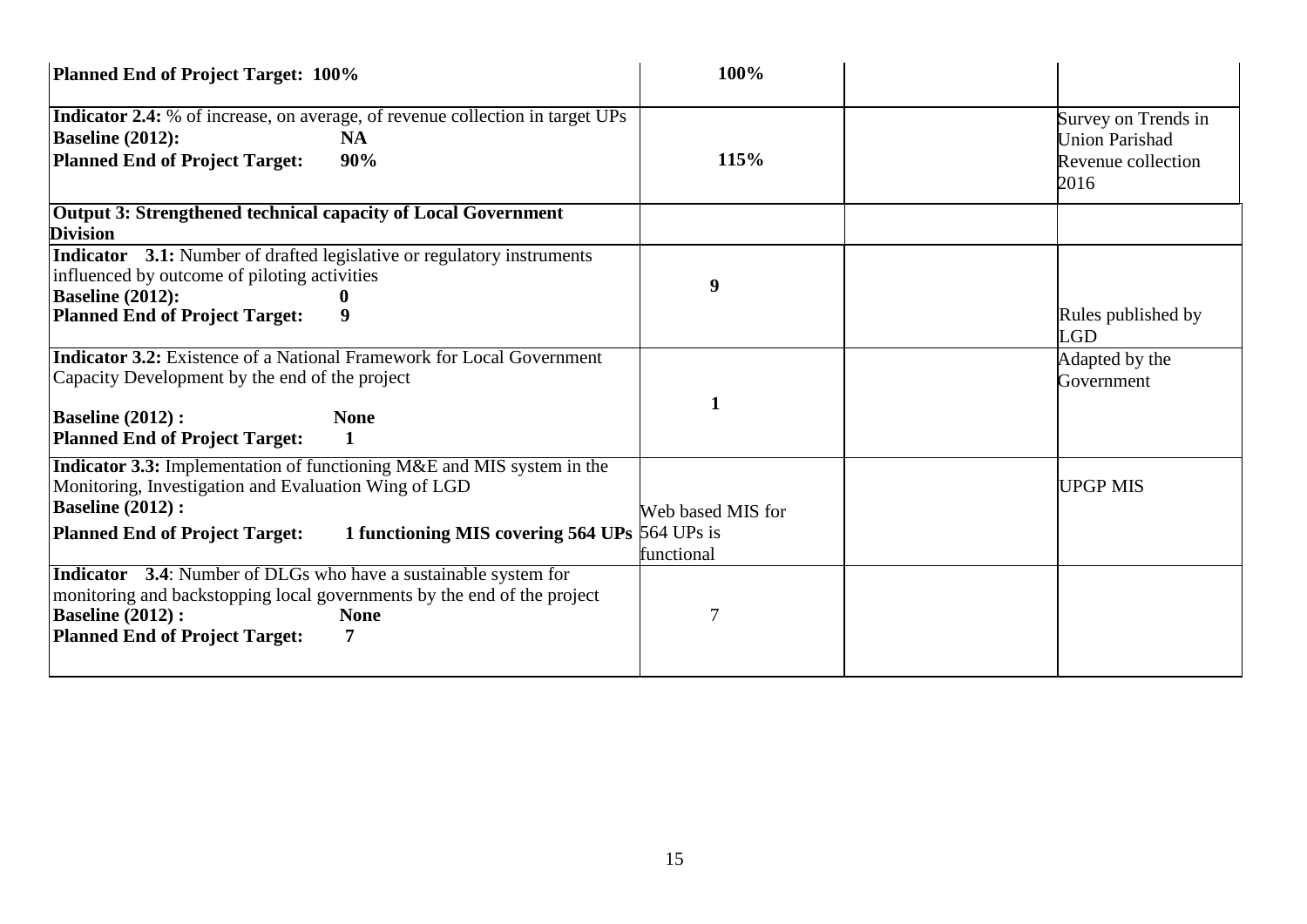| | | | |
|---|---|---|---|
| **Planned End of Project Target: 100%** | **100%** | | |
| **Indicator 2.4:** % of increase, on average, of revenue collection in target UPs<br>**Baseline (2012): NA**<br>**Planned End of Project Target: 90%** | **115%** | | Survey on Trends in Union Parishad Revenue collection 2016 |
| **Output 3: Strengthened technical capacity of Local Government Division** | | | |
| **Indicator 3.1:** Number of drafted legislative or regulatory instruments influenced by outcome of piloting activities<br>**Baseline (2012): 0**<br>**Planned End of Project Target: 9** | **9** | | Rules published by LGD |
| **Indicator 3.2:** Existence of a National Framework for Local Government Capacity Development by the end of the project<br>**Baseline (2012) : None**<br>**Planned End of Project Target: 1** | **1** | | Adapted by the Government |
| **Indicator 3.3:** Implementation of functioning M&E and MIS system in the Monitoring, Investigation and Evaluation Wing of LGD<br>**Baseline (2012) :**<br>**Planned End of Project Target: 1 functioning MIS covering 564 UPs** | Web based MIS for 564 UPs is functional | | UPGP MIS |
| **Indicator 3.4**: Number of DLGs who have a sustainable system for monitoring and backstopping local governments by the end of the project<br>**Baseline (2012) : None**<br>**Planned End of Project Target: 7** | 7 | | |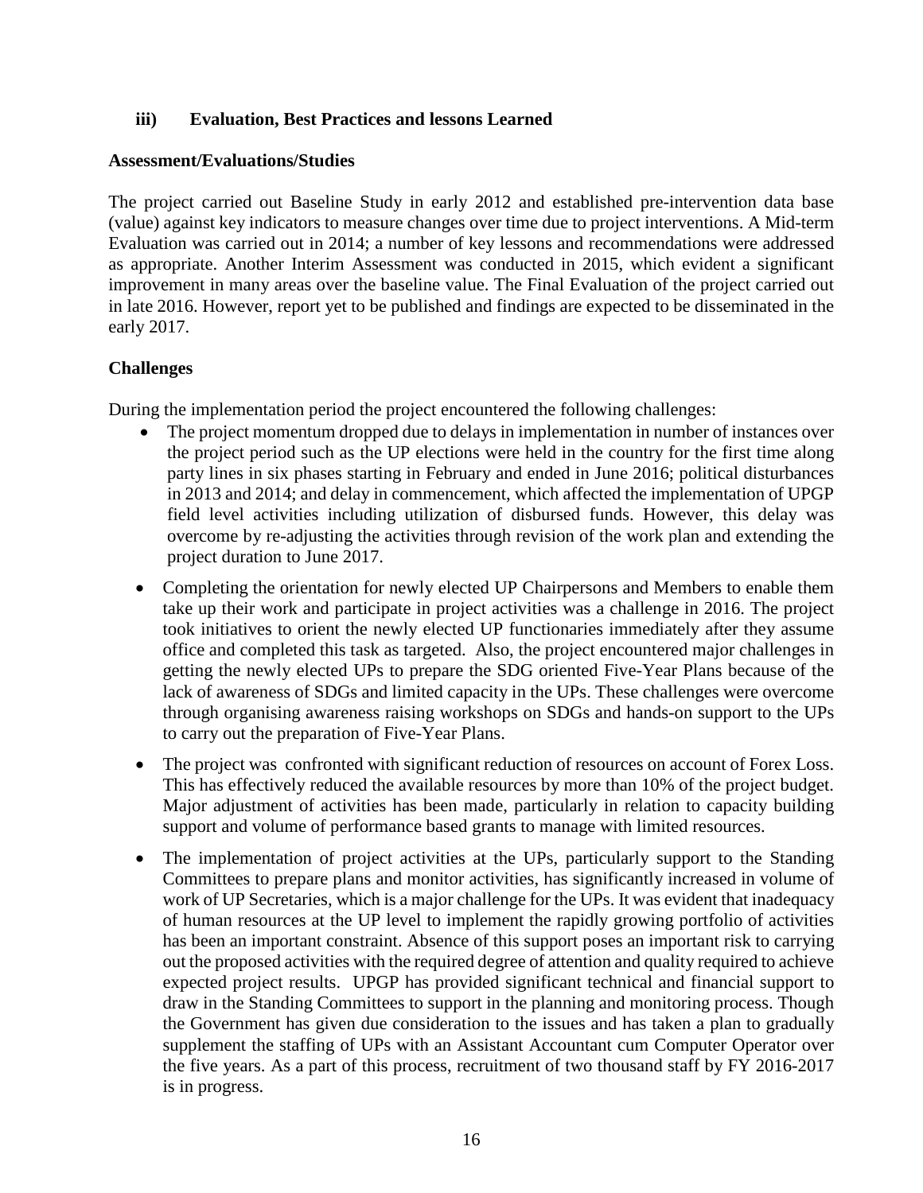### iii) Evaluation, Best Practices and lessons Learned

**Assessment/Evaluations/Studies**

The project carried out Baseline Study in early 2012 and established pre-intervention data base (value) against key indicators to measure changes over time due to project interventions. A Mid-term Evaluation was carried out in 2014; a number of key lessons and recommendations were addressed as appropriate. Another Interim Assessment was conducted in 2015, which evident a significant improvement in many areas over the baseline value. The Final Evaluation of the project carried out in late 2016. However, report yet to be published and findings are expected to be disseminated in the early 2017.

**Challenges**

During the implementation period the project encountered the following challenges:

- The project momentum dropped due to delays in implementation in number of instances over the project period such as the UP elections were held in the country for the first time along party lines in six phases starting in February and ended in June 2016; political disturbances in 2013 and 2014; and delay in commencement, which affected the implementation of UPGP field level activities including utilization of disbursed funds. However, this delay was overcome by re-adjusting the activities through revision of the work plan and extending the project duration to June 2017.
- Completing the orientation for newly elected UP Chairpersons and Members to enable them take up their work and participate in project activities was a challenge in 2016. The project took initiatives to orient the newly elected UP functionaries immediately after they assume office and completed this task as targeted. Also, the project encountered major challenges in getting the newly elected UPs to prepare the SDG oriented Five-Year Plans because of the lack of awareness of SDGs and limited capacity in the UPs. These challenges were overcome through organising awareness raising workshops on SDGs and hands-on support to the UPs to carry out the preparation of Five-Year Plans.
- The project was confronted with significant reduction of resources on account of Forex Loss. This has effectively reduced the available resources by more than 10% of the project budget. Major adjustment of activities has been made, particularly in relation to capacity building support and volume of performance based grants to manage with limited resources.
- The implementation of project activities at the UPs, particularly support to the Standing Committees to prepare plans and monitor activities, has significantly increased in volume of work of UP Secretaries, which is a major challenge for the UPs. It was evident that inadequacy of human resources at the UP level to implement the rapidly growing portfolio of activities has been an important constraint. Absence of this support poses an important risk to carrying out the proposed activities with the required degree of attention and quality required to achieve expected project results. UPGP has provided significant technical and financial support to draw in the Standing Committees to support in the planning and monitoring process. Though the Government has given due consideration to the issues and has taken a plan to gradually supplement the staffing of UPs with an Assistant Accountant cum Computer Operator over the five years. As a part of this process, recruitment of two thousand staff by FY 2016-2017 is in progress.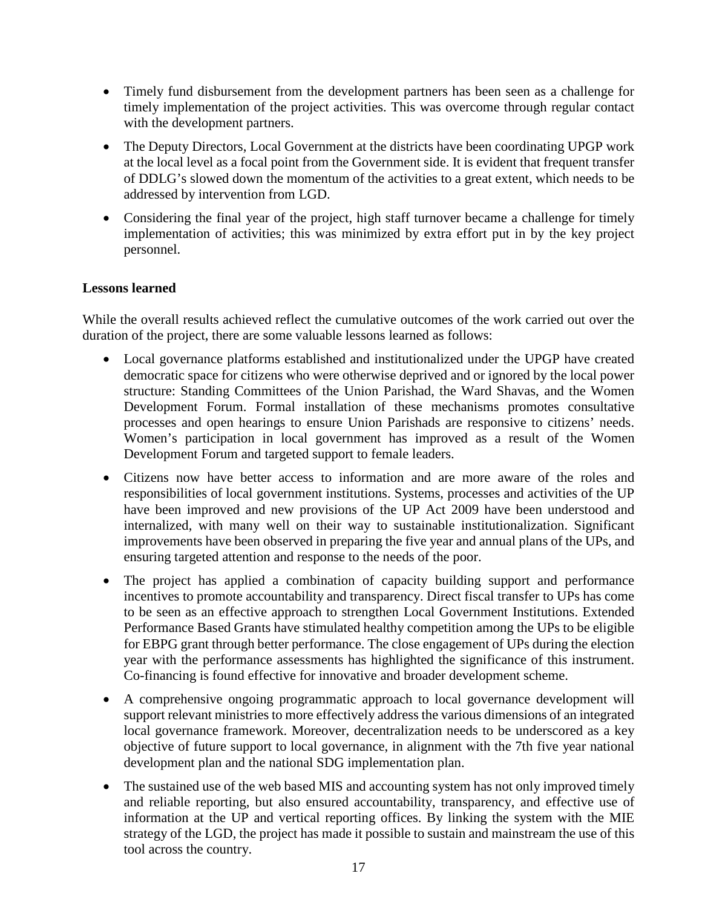- Timely fund disbursement from the development partners has been seen as a challenge for timely implementation of the project activities. This was overcome through regular contact with the development partners.
- The Deputy Directors, Local Government at the districts have been coordinating UPGP work at the local level as a focal point from the Government side. It is evident that frequent transfer of DDLG's slowed down the momentum of the activities to a great extent, which needs to be addressed by intervention from LGD.
- Considering the final year of the project, high staff turnover became a challenge for timely implementation of activities; this was minimized by extra effort put in by the key project personnel.

**Lessons learned**

While the overall results achieved reflect the cumulative outcomes of the work carried out over the duration of the project, there are some valuable lessons learned as follows:

- Local governance platforms established and institutionalized under the UPGP have created democratic space for citizens who were otherwise deprived and or ignored by the local power structure: Standing Committees of the Union Parishad, the Ward Shavas, and the Women Development Forum. Formal installation of these mechanisms promotes consultative processes and open hearings to ensure Union Parishads are responsive to citizens' needs. Women's participation in local government has improved as a result of the Women Development Forum and targeted support to female leaders.
- Citizens now have better access to information and are more aware of the roles and responsibilities of local government institutions. Systems, processes and activities of the UP have been improved and new provisions of the UP Act 2009 have been understood and internalized, with many well on their way to sustainable institutionalization. Significant improvements have been observed in preparing the five year and annual plans of the UPs, and ensuring targeted attention and response to the needs of the poor.
- The project has applied a combination of capacity building support and performance incentives to promote accountability and transparency. Direct fiscal transfer to UPs has come to be seen as an effective approach to strengthen Local Government Institutions. Extended Performance Based Grants have stimulated healthy competition among the UPs to be eligible for EBPG grant through better performance. The close engagement of UPs during the election year with the performance assessments has highlighted the significance of this instrument. Co-financing is found effective for innovative and broader development scheme.
- A comprehensive ongoing programmatic approach to local governance development will support relevant ministries to more effectively address the various dimensions of an integrated local governance framework. Moreover, decentralization needs to be underscored as a key objective of future support to local governance, in alignment with the 7th five year national development plan and the national SDG implementation plan.
- The sustained use of the web based MIS and accounting system has not only improved timely and reliable reporting, but also ensured accountability, transparency, and effective use of information at the UP and vertical reporting offices. By linking the system with the MIE strategy of the LGD, the project has made it possible to sustain and mainstream the use of this tool across the country.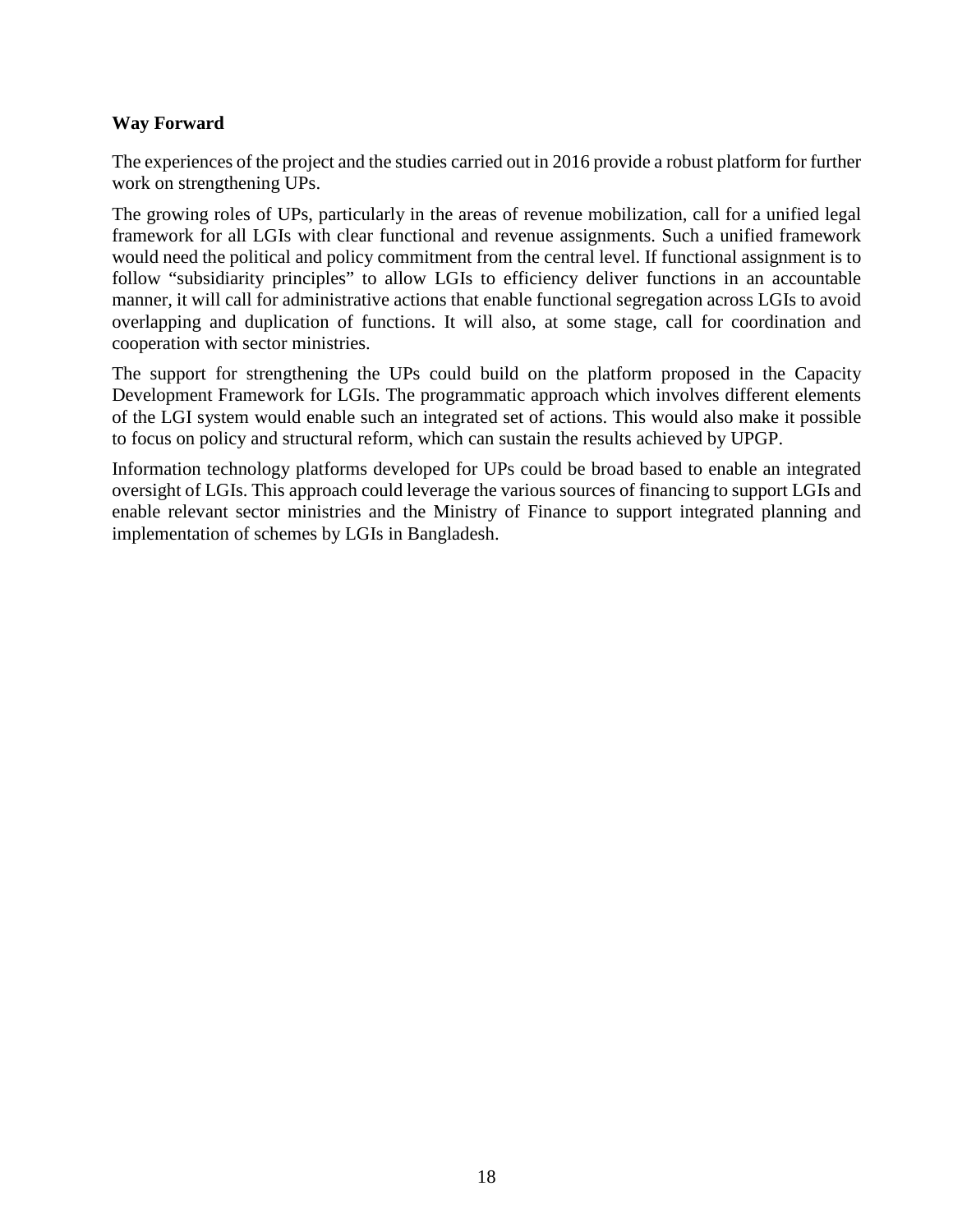## Way Forward

The experiences of the project and the studies carried out in 2016 provide a robust platform for further work on strengthening UPs.

The growing roles of UPs, particularly in the areas of revenue mobilization, call for a unified legal framework for all LGIs with clear functional and revenue assignments. Such a unified framework would need the political and policy commitment from the central level. If functional assignment is to follow "subsidiarity principles" to allow LGIs to efficiency deliver functions in an accountable manner, it will call for administrative actions that enable functional segregation across LGIs to avoid overlapping and duplication of functions. It will also, at some stage, call for coordination and cooperation with sector ministries.

The support for strengthening the UPs could build on the platform proposed in the Capacity Development Framework for LGIs. The programmatic approach which involves different elements of the LGI system would enable such an integrated set of actions. This would also make it possible to focus on policy and structural reform, which can sustain the results achieved by UPGP.

Information technology platforms developed for UPs could be broad based to enable an integrated oversight of LGIs. This approach could leverage the various sources of financing to support LGIs and enable relevant sector ministries and the Ministry of Finance to support integrated planning and implementation of schemes by LGIs in Bangladesh.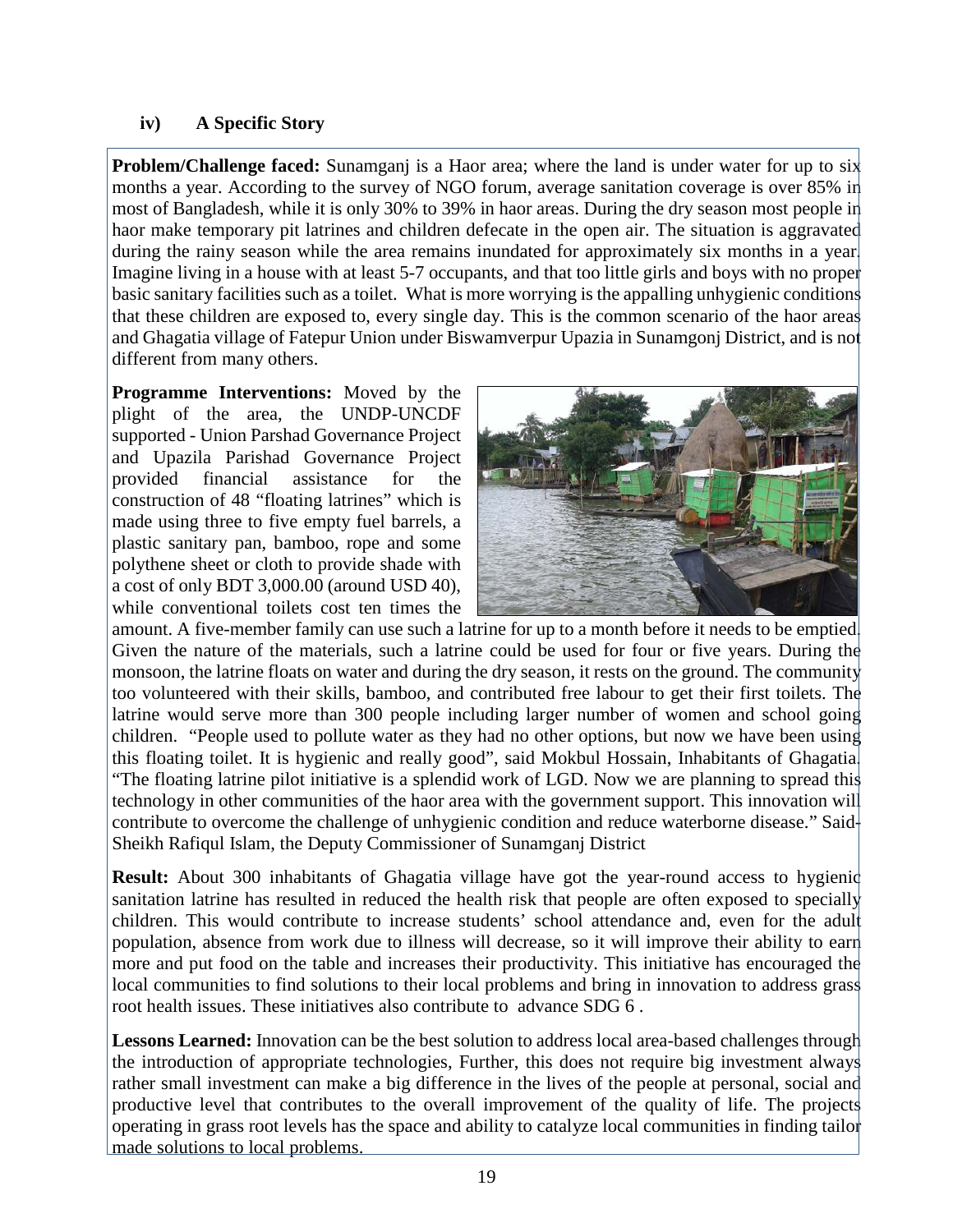### iv) A Specific Story

**Problem/Challenge faced:** Sunamganj is a Haor area; where the land is under water for up to six months a year. According to the survey of NGO forum, average sanitation coverage is over 85% in most of Bangladesh, while it is only 30% to 39% in haor areas. During the dry season most people in haor make temporary pit latrines and children defecate in the open air. The situation is aggravated during the rainy season while the area remains inundated for approximately six months in a year. Imagine living in a house with at least 5-7 occupants, and that too little girls and boys with no proper basic sanitary facilities such as a toilet. What is more worrying is the appalling unhygienic conditions that these children are exposed to, every single day. This is the common scenario of the haor areas and Ghagatia village of Fatepur Union under Biswamverpur Upazia in Sunamgonj District, and is not different from many others.

**Programme Interventions:** Moved by the plight of the area, the UNDP-UNCDF supported - Union Parshad Governance Project and Upazila Parishad Governance Project provided financial assistance for the construction of 48 "floating latrines" which is made using three to five empty fuel barrels, a plastic sanitary pan, bamboo, rope and some polythene sheet or cloth to provide shade with a cost of only BDT 3,000.00 (around USD 40), while conventional toilets cost ten times the amount. A five-member family can use such a latrine for up to a month before it needs to be emptied. Given the nature of the materials, such a latrine could be used for four or five years. During the monsoon, the latrine floats on water and during the dry season, it rests on the ground. The community too volunteered with their skills, bamboo, and contributed free labour to get their first toilets. The latrine would serve more than 300 people including larger number of women and school going children. "People used to pollute water as they had no other options, but now we have been using this floating toilet. It is hygienic and really good", said Mokbul Hossain, Inhabitants of Ghagatia. "The floating latrine pilot initiative is a splendid work of LGD. Now we are planning to spread this technology in other communities of the haor area with the government support. This innovation will contribute to overcome the challenge of unhygienic condition and reduce waterborne disease." Said-Sheikh Rafiqul Islam, the Deputy Commissioner of Sunamganj District

**Result:** About 300 inhabitants of Ghagatia village have got the year-round access to hygienic sanitation latrine has resulted in reduced the health risk that people are often exposed to specially children. This would contribute to increase students' school attendance and, even for the adult population, absence from work due to illness will decrease, so it will improve their ability to earn more and put food on the table and increases their productivity. This initiative has encouraged the local communities to find solutions to their local problems and bring in innovation to address grass root health issues. These initiatives also contribute to advance SDG 6 .

**Lessons Learned:** Innovation can be the best solution to address local area-based challenges through the introduction of appropriate technologies, Further, this does not require big investment always rather small investment can make a big difference in the lives of the people at personal, social and productive level that contributes to the overall improvement of the quality of life. The projects operating in grass root levels has the space and ability to catalyze local communities in finding tailor made solutions to local problems.